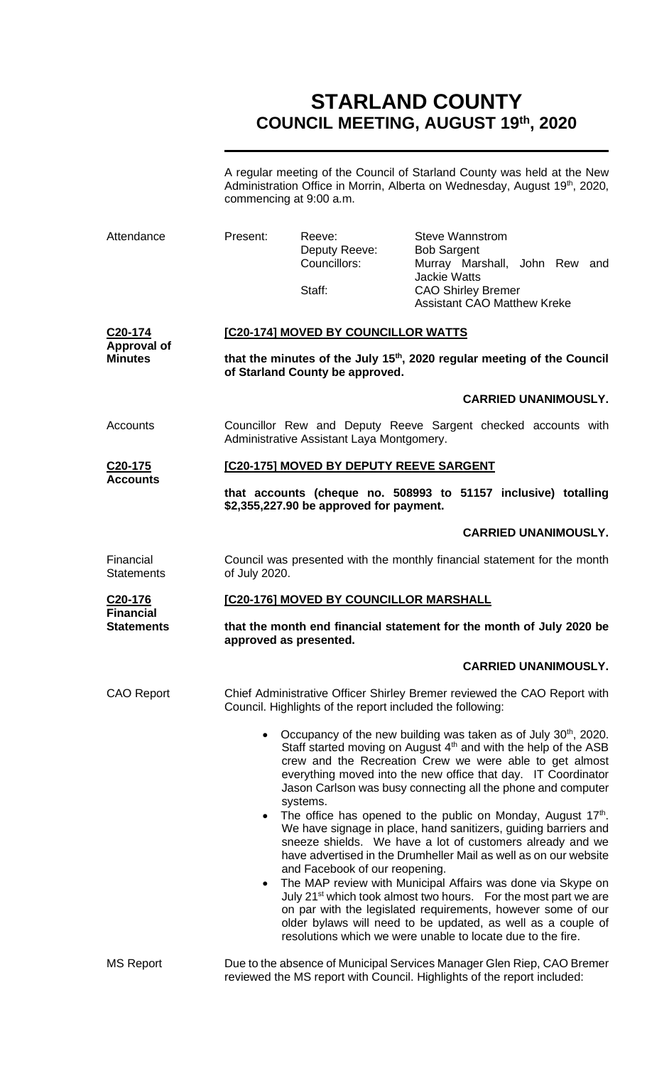# STARLAND COUNTY
## COUNCIL MEETING, AUGUST 19th, 2020

A regular meeting of the Council of Starland County was held at the New Administration Office in Morrin, Alberta on Wednesday, August 19th, 2020, commencing at 9:00 a.m.

**Attendance**

| Present: | Reeve: | Steve Wannstrom |
|---|---|---|
| | Deputy Reeve: | Bob Sargent |
| | Councillors: | Murray Marshall, John Rew and Jackie Watts |
| | Staff: | CAO Shirley Bremer |
| | | Assistant CAO Matthew Kreke |

**C20-174 Approval of Minutes**

**[C20-174] MOVED BY COUNCILLOR WATTS**

**that the minutes of the July 15th, 2020 regular meeting of the Council of Starland County be approved.**

**CARRIED UNANIMOUSLY.**

**Accounts**

Councillor Rew and Deputy Reeve Sargent checked accounts with Administrative Assistant Laya Montgomery.

**C20-175 Accounts**

**[C20-175] MOVED BY DEPUTY REEVE SARGENT**

**that accounts (cheque no. 508993 to 51157 inclusive) totalling $2,355,227.90 be approved for payment.**

**CARRIED UNANIMOUSLY.**

**Financial Statements**

Council was presented with the monthly financial statement for the month of July 2020.

**C20-176 Financial Statements**

**[C20-176] MOVED BY COUNCILLOR MARSHALL**

**that the month end financial statement for the month of July 2020 be approved as presented.**

**CARRIED UNANIMOUSLY.**

**CAO Report**

Chief Administrative Officer Shirley Bremer reviewed the CAO Report with Council. Highlights of the report included the following:

- Occupancy of the new building was taken as of July 30th, 2020. Staff started moving on August 4th and with the help of the ASB crew and the Recreation Crew we were able to get almost everything moved into the new office that day. IT Coordinator Jason Carlson was busy connecting all the phone and computer systems.
- The office has opened to the public on Monday, August 17th. We have signage in place, hand sanitizers, guiding barriers and sneeze shields. We have a lot of customers already and we have advertised in the Drumheller Mail as well as on our website and Facebook of our reopening.
- The MAP review with Municipal Affairs was done via Skype on July 21st which took almost two hours. For the most part we are on par with the legislated requirements, however some of our older bylaws will need to be updated, as well as a couple of resolutions which we were unable to locate due to the fire.

**MS Report**

Due to the absence of Municipal Services Manager Glen Riep, CAO Bremer reviewed the MS report with Council. Highlights of the report included: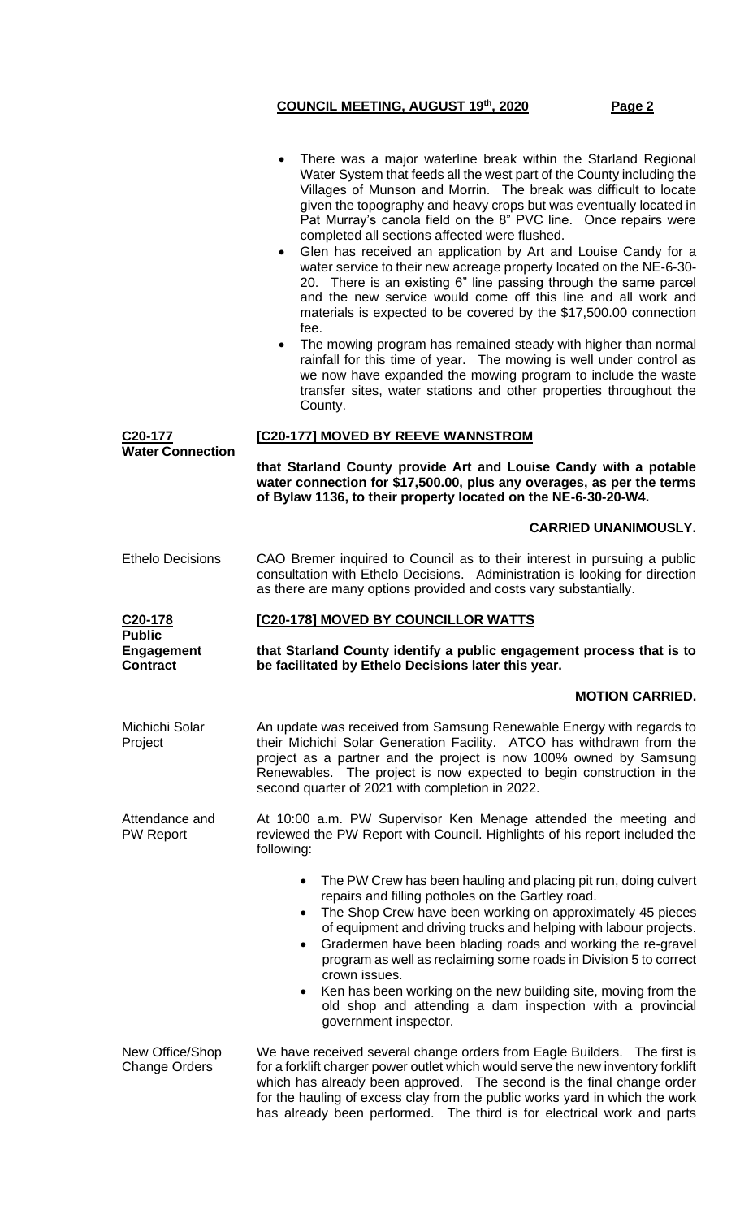- There was a major waterline break within the Starland Regional Water System that feeds all the west part of the County including the Villages of Munson and Morrin. The break was difficult to locate given the topography and heavy crops but was eventually located in Pat Murray's canola field on the 8" PVC line. Once repairs were completed all sections affected were flushed.
- Glen has received an application by Art and Louise Candy for a water service to their new acreage property located on the NE-6-30-20. There is an existing 6" line passing through the same parcel and the new service would come off this line and all work and materials is expected to be covered by the $17,500.00 connection fee.
- The mowing program has remained steady with higher than normal rainfall for this time of year. The mowing is well under control as we now have expanded the mowing program to include the waste transfer sites, water stations and other properties throughout the County.

**C20-177**
**Water Connection**

**[C20-177] MOVED BY REEVE WANNSTROM**

**that Starland County provide Art and Louise Candy with a potable water connection for $17,500.00, plus any overages, as per the terms of Bylaw 1136, to their property located on the NE-6-30-20-W4.**

**CARRIED UNANIMOUSLY.**

Ethelo Decisions

CAO Bremer inquired to Council as to their interest in pursuing a public consultation with Ethelo Decisions. Administration is looking for direction as there are many options provided and costs vary substantially.

**C20-178**
**Public Engagement Contract**

**[C20-178] MOVED BY COUNCILLOR WATTS**

**that Starland County identify a public engagement process that is to be facilitated by Ethelo Decisions later this year.**

**MOTION CARRIED.**

Michichi Solar Project

An update was received from Samsung Renewable Energy with regards to their Michichi Solar Generation Facility. ATCO has withdrawn from the project as a partner and the project is now 100% owned by Samsung Renewables. The project is now expected to begin construction in the second quarter of 2021 with completion in 2022.

Attendance and PW Report

At 10:00 a.m. PW Supervisor Ken Menage attended the meeting and reviewed the PW Report with Council. Highlights of his report included the following:

- The PW Crew has been hauling and placing pit run, doing culvert repairs and filling potholes on the Gartley road.
- The Shop Crew have been working on approximately 45 pieces of equipment and driving trucks and helping with labour projects.
- Gradermen have been blading roads and working the re-gravel program as well as reclaiming some roads in Division 5 to correct crown issues.
- Ken has been working on the new building site, moving from the old shop and attending a dam inspection with a provincial government inspector.

New Office/Shop Change Orders

We have received several change orders from Eagle Builders. The first is for a forklift charger power outlet which would serve the new inventory forklift which has already been approved. The second is the final change order for the hauling of excess clay from the public works yard in which the work has already been performed. The third is for electrical work and parts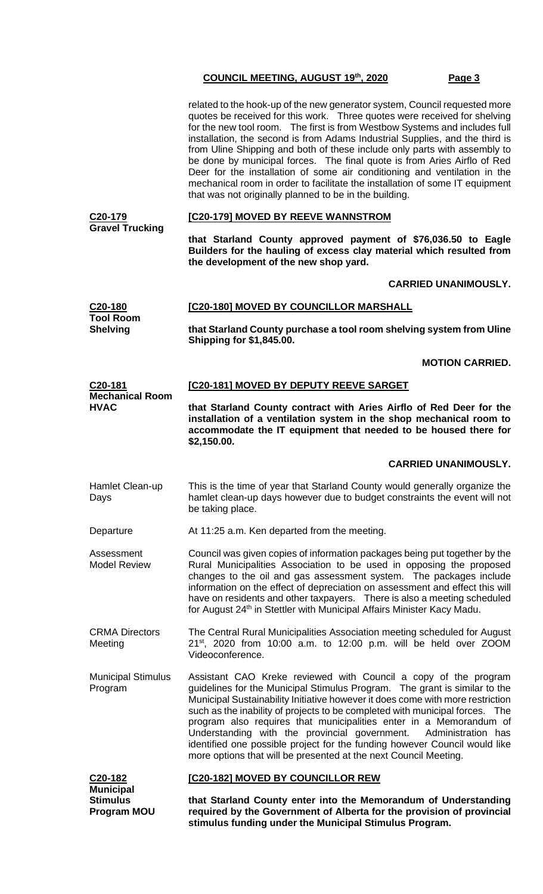related to the hook-up of the new generator system, Council requested more quotes be received for this work. Three quotes were received for shelving for the new tool room. The first is from Westbow Systems and includes full installation, the second is from Adams Industrial Supplies, and the third is from Uline Shipping and both of these include only parts with assembly to be done by municipal forces. The final quote is from Aries Airflo of Red Deer for the installation of some air conditioning and ventilation in the mechanical room in order to facilitate the installation of some IT equipment that was not originally planned to be in the building.

**C20-179**
**Gravel Trucking**

**[C20-179] MOVED BY REEVE WANNSTROM**

**that Starland County approved payment of $76,036.50 to Eagle Builders for the hauling of excess clay material which resulted from the development of the new shop yard.**

**CARRIED UNANIMOUSLY.**

**C20-180**
**Tool Room Shelving**

**[C20-180] MOVED BY COUNCILLOR MARSHALL**

**that Starland County purchase a tool room shelving system from Uline Shipping for $1,845.00.**

**MOTION CARRIED.**

**C20-181**
**Mechanical Room HVAC**

**[C20-181] MOVED BY DEPUTY REEVE SARGET**

**that Starland County contract with Aries Airflo of Red Deer for the installation of a ventilation system in the shop mechanical room to accommodate the IT equipment that needed to be housed there for $2,150.00.**

**CARRIED UNANIMOUSLY.**

Hamlet Clean-up Days

This is the time of year that Starland County would generally organize the hamlet clean-up days however due to budget constraints the event will not be taking place.

Departure

At 11:25 a.m. Ken departed from the meeting.

Assessment Model Review

Council was given copies of information packages being put together by the Rural Municipalities Association to be used in opposing the proposed changes to the oil and gas assessment system. The packages include information on the effect of depreciation on assessment and effect this will have on residents and other taxpayers. There is also a meeting scheduled for August 24th in Stettler with Municipal Affairs Minister Kacy Madu.

CRMA Directors Meeting

The Central Rural Municipalities Association meeting scheduled for August 21st, 2020 from 10:00 a.m. to 12:00 p.m. will be held over ZOOM Videoconference.

Municipal Stimulus Program

Assistant CAO Kreke reviewed with Council a copy of the program guidelines for the Municipal Stimulus Program. The grant is similar to the Municipal Sustainability Initiative however it does come with more restriction such as the inability of projects to be completed with municipal forces. The program also requires that municipalities enter in a Memorandum of Understanding with the provincial government. Administration has identified one possible project for the funding however Council would like more options that will be presented at the next Council Meeting.

**C20-182**
**Municipal Stimulus Program MOU**

**[C20-182] MOVED BY COUNCILLOR REW**

**that Starland County enter into the Memorandum of Understanding required by the Government of Alberta for the provision of provincial stimulus funding under the Municipal Stimulus Program.**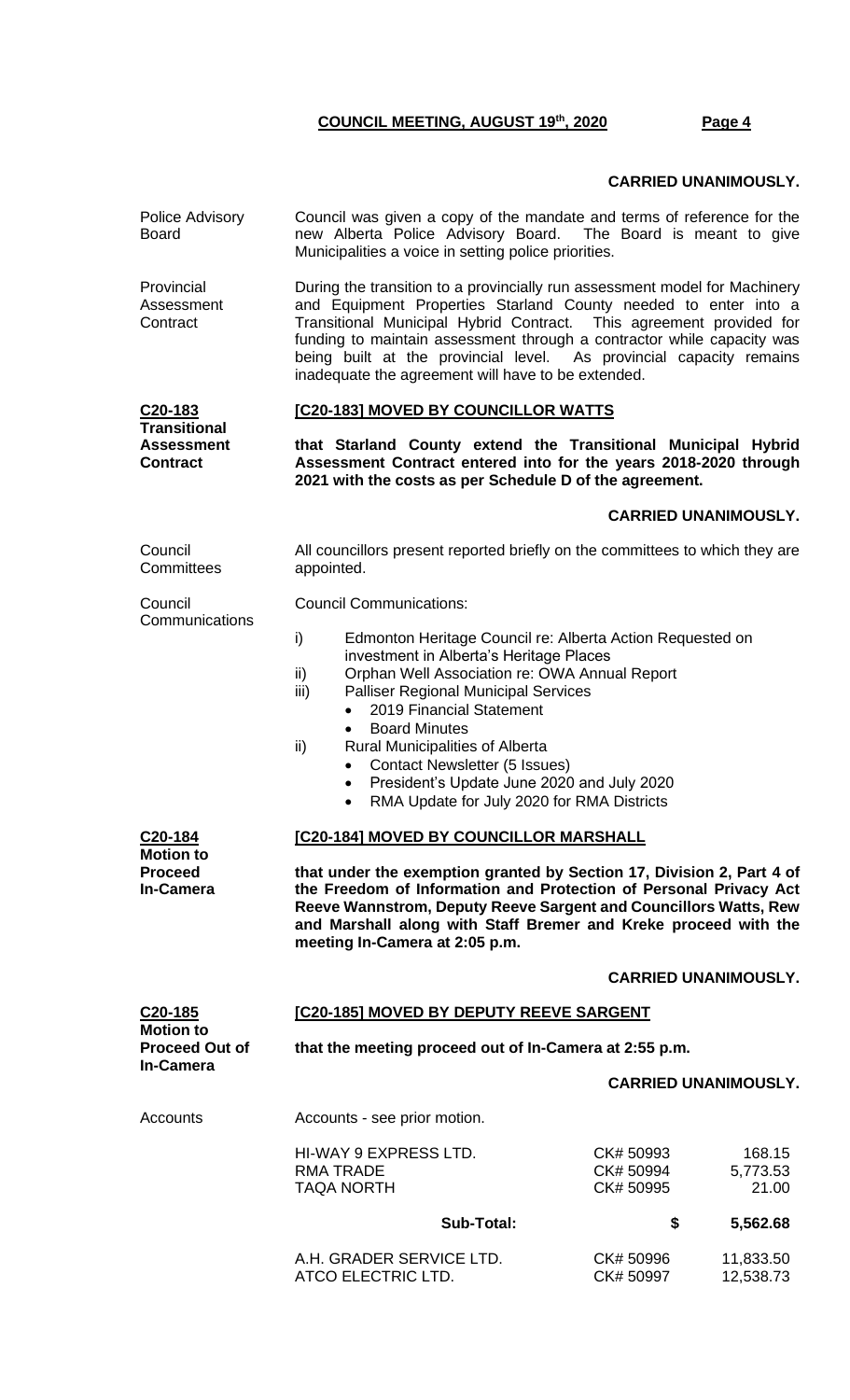**CARRIED UNANIMOUSLY.**

Police Advisory Board

Council was given a copy of the mandate and terms of reference for the new Alberta Police Advisory Board. The Board is meant to give Municipalities a voice in setting police priorities.

Provincial Assessment Contract

During the transition to a provincially run assessment model for Machinery and Equipment Properties Starland County needed to enter into a Transitional Municipal Hybrid Contract. This agreement provided for funding to maintain assessment through a contractor while capacity was being built at the provincial level. As provincial capacity remains inadequate the agreement will have to be extended.

**C20-183**
**Transitional Assessment Contract**

**[C20-183] MOVED BY COUNCILLOR WATTS**

**that Starland County extend the Transitional Municipal Hybrid Assessment Contract entered into for the years 2018-2020 through 2021 with the costs as per Schedule D of the agreement.**

**CARRIED UNANIMOUSLY.**

Council Committees

All councillors present reported briefly on the committees to which they are appointed.

Council Communications

Council Communications:

i) Edmonton Heritage Council re: Alberta Action Requested on investment in Alberta's Heritage Places
ii) Orphan Well Association re: OWA Annual Report
iii) Palliser Regional Municipal Services
   - 2019 Financial Statement
   - Board Minutes
ii) Rural Municipalities of Alberta
   - Contact Newsletter (5 Issues)
   - President's Update June 2020 and July 2020
   - RMA Update for July 2020 for RMA Districts

**C20-184**
**Motion to Proceed In-Camera**

**[C20-184] MOVED BY COUNCILLOR MARSHALL**

**that under the exemption granted by Section 17, Division 2, Part 4 of the Freedom of Information and Protection of Personal Privacy Act Reeve Wannstrom, Deputy Reeve Sargent and Councillors Watts, Rew and Marshall along with Staff Bremer and Kreke proceed with the meeting In-Camera at 2:05 p.m.**

**CARRIED UNANIMOUSLY.**

**C20-185**
**Motion to Proceed Out of In-Camera**

**[C20-185] MOVED BY DEPUTY REEVE SARGENT**

**that the meeting proceed out of In-Camera at 2:55 p.m.**

**CARRIED UNANIMOUSLY.**

Accounts

Accounts - see prior motion.

| | | |
|---|---|---|
| HI-WAY 9 EXPRESS LTD. | CK# 50993 | 168.15 |
| RMA TRADE | CK# 50994 | 5,773.53 |
| TAQA NORTH | CK# 50995 | 21.00 |
| **Sub-Total:** | **$** | **5,562.68** |
| A.H. GRADER SERVICE LTD. | CK# 50996 | 11,833.50 |
| ATCO ELECTRIC LTD. | CK# 50997 | 12,538.73 |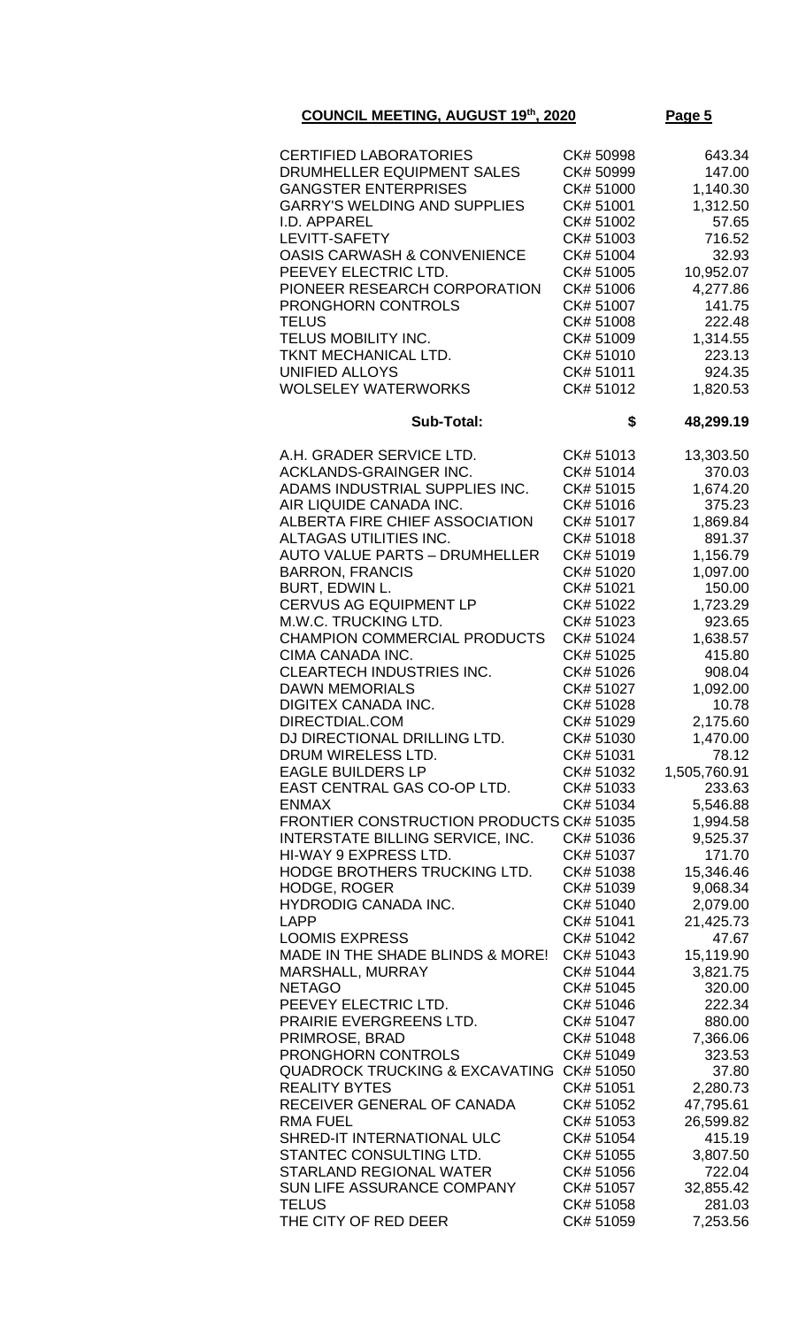**COUNCIL MEETING, AUGUST 19th, 2020**

| | | |
|---|---|---|
| CERTIFIED LABORATORIES | CK# 50998 | 643.34 |
| DRUMHELLER EQUIPMENT SALES | CK# 50999 | 147.00 |
| GANGSTER ENTERPRISES | CK# 51000 | 1,140.30 |
| GARRY'S WELDING AND SUPPLIES | CK# 51001 | 1,312.50 |
| I.D. APPAREL | CK# 51002 | 57.65 |
| LEVITT-SAFETY | CK# 51003 | 716.52 |
| OASIS CARWASH & CONVENIENCE | CK# 51004 | 32.93 |
| PEEVEY ELECTRIC LTD. | CK# 51005 | 10,952.07 |
| PIONEER RESEARCH CORPORATION | CK# 51006 | 4,277.86 |
| PRONGHORN CONTROLS | CK# 51007 | 141.75 |
| TELUS | CK# 51008 | 222.48 |
| TELUS MOBILITY INC. | CK# 51009 | 1,314.55 |
| TKNT MECHANICAL LTD. | CK# 51010 | 223.13 |
| UNIFIED ALLOYS | CK# 51011 | 924.35 |
| WOLSELEY WATERWORKS | CK# 51012 | 1,820.53 |
| **Sub-Total:** | **$** | **48,299.19** |
| A.H. GRADER SERVICE LTD. | CK# 51013 | 13,303.50 |
| ACKLANDS-GRAINGER INC. | CK# 51014 | 370.03 |
| ADAMS INDUSTRIAL SUPPLIES INC. | CK# 51015 | 1,674.20 |
| AIR LIQUIDE CANADA INC. | CK# 51016 | 375.23 |
| ALBERTA FIRE CHIEF ASSOCIATION | CK# 51017 | 1,869.84 |
| ALTAGAS UTILITIES INC. | CK# 51018 | 891.37 |
| AUTO VALUE PARTS – DRUMHELLER | CK# 51019 | 1,156.79 |
| BARRON, FRANCIS | CK# 51020 | 1,097.00 |
| BURT, EDWIN L. | CK# 51021 | 150.00 |
| CERVUS AG EQUIPMENT LP | CK# 51022 | 1,723.29 |
| M.W.C. TRUCKING LTD. | CK# 51023 | 923.65 |
| CHAMPION COMMERCIAL PRODUCTS | CK# 51024 | 1,638.57 |
| CIMA CANADA INC. | CK# 51025 | 415.80 |
| CLEARTECH INDUSTRIES INC. | CK# 51026 | 908.04 |
| DAWN MEMORIALS | CK# 51027 | 1,092.00 |
| DIGITEX CANADA INC. | CK# 51028 | 10.78 |
| DIRECTDIAL.COM | CK# 51029 | 2,175.60 |
| DJ DIRECTIONAL DRILLING LTD. | CK# 51030 | 1,470.00 |
| DRUM WIRELESS LTD. | CK# 51031 | 78.12 |
| EAGLE BUILDERS LP | CK# 51032 | 1,505,760.91 |
| EAST CENTRAL GAS CO-OP LTD. | CK# 51033 | 233.63 |
| ENMAX | CK# 51034 | 5,546.88 |
| FRONTIER CONSTRUCTION PRODUCTS | CK# 51035 | 1,994.58 |
| INTERSTATE BILLING SERVICE, INC. | CK# 51036 | 9,525.37 |
| HI-WAY 9 EXPRESS LTD. | CK# 51037 | 171.70 |
| HODGE BROTHERS TRUCKING LTD. | CK# 51038 | 15,346.46 |
| HODGE, ROGER | CK# 51039 | 9,068.34 |
| HYDRODIG CANADA INC. | CK# 51040 | 2,079.00 |
| LAPP | CK# 51041 | 21,425.73 |
| LOOMIS EXPRESS | CK# 51042 | 47.67 |
| MADE IN THE SHADE BLINDS & MORE! | CK# 51043 | 15,119.90 |
| MARSHALL, MURRAY | CK# 51044 | 3,821.75 |
| NETAGO | CK# 51045 | 320.00 |
| PEEVEY ELECTRIC LTD. | CK# 51046 | 222.34 |
| PRAIRIE EVERGREENS LTD. | CK# 51047 | 880.00 |
| PRIMROSE, BRAD | CK# 51048 | 7,366.06 |
| PRONGHORN CONTROLS | CK# 51049 | 323.53 |
| QUADROCK TRUCKING & EXCAVATING | CK# 51050 | 37.80 |
| REALITY BYTES | CK# 51051 | 2,280.73 |
| RECEIVER GENERAL OF CANADA | CK# 51052 | 47,795.61 |
| RMA FUEL | CK# 51053 | 26,599.82 |
| SHRED-IT INTERNATIONAL ULC | CK# 51054 | 415.19 |
| STANTEC CONSULTING LTD. | CK# 51055 | 3,807.50 |
| STARLAND REGIONAL WATER | CK# 51056 | 722.04 |
| SUN LIFE ASSURANCE COMPANY | CK# 51057 | 32,855.42 |
| TELUS | CK# 51058 | 281.03 |
| THE CITY OF RED DEER | CK# 51059 | 7,253.56 |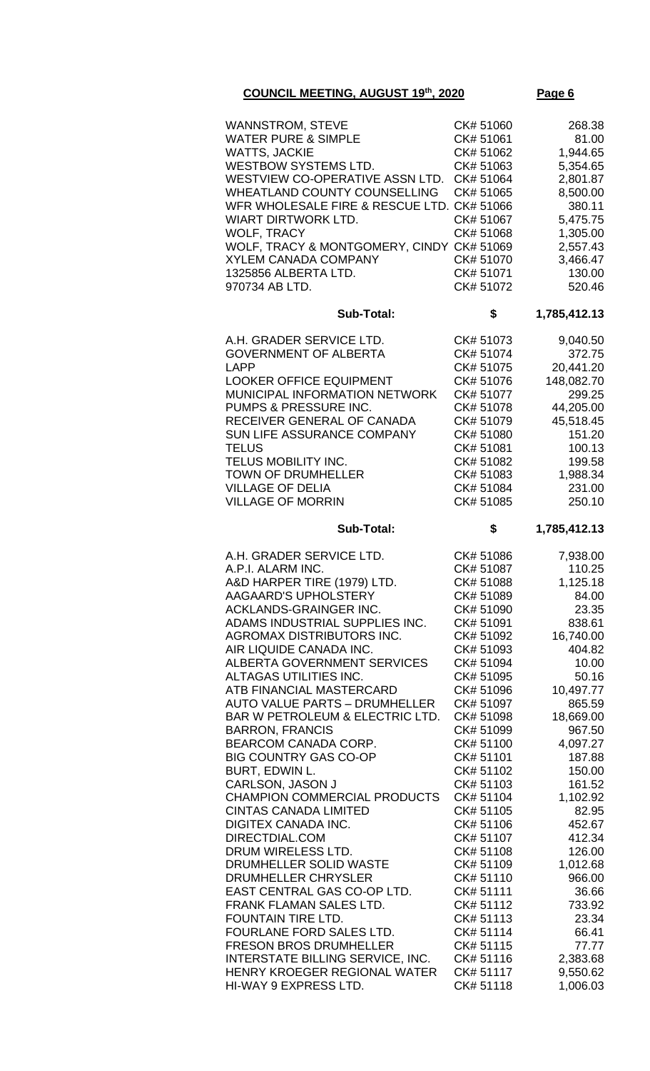**COUNCIL MEETING, AUGUST 19th, 2020**

| | | |
|---|---|---|
| WANNSTROM, STEVE | CK# 51060 | 268.38 |
| WATER PURE & SIMPLE | CK# 51061 | 81.00 |
| WATTS, JACKIE | CK# 51062 | 1,944.65 |
| WESTBOW SYSTEMS LTD. | CK# 51063 | 5,354.65 |
| WESTVIEW CO-OPERATIVE ASSN LTD. | CK# 51064 | 2,801.87 |
| WHEATLAND COUNTY COUNSELLING | CK# 51065 | 8,500.00 |
| WFR WHOLESALE FIRE & RESCUE LTD. | CK# 51066 | 380.11 |
| WIART DIRTWORK LTD. | CK# 51067 | 5,475.75 |
| WOLF, TRACY | CK# 51068 | 1,305.00 |
| WOLF, TRACY & MONTGOMERY, CINDY | CK# 51069 | 2,557.43 |
| XYLEM CANADA COMPANY | CK# 51070 | 3,466.47 |
| 1325856 ALBERTA LTD. | CK# 51071 | 130.00 |
| 970734 AB LTD. | CK# 51072 | 520.46 |
| **Sub-Total:** | **$** | **1,785,412.13** |
| A.H. GRADER SERVICE LTD. | CK# 51073 | 9,040.50 |
| GOVERNMENT OF ALBERTA | CK# 51074 | 372.75 |
| LAPP | CK# 51075 | 20,441.20 |
| LOOKER OFFICE EQUIPMENT | CK# 51076 | 148,082.70 |
| MUNICIPAL INFORMATION NETWORK | CK# 51077 | 299.25 |
| PUMPS & PRESSURE INC. | CK# 51078 | 44,205.00 |
| RECEIVER GENERAL OF CANADA | CK# 51079 | 45,518.45 |
| SUN LIFE ASSURANCE COMPANY | CK# 51080 | 151.20 |
| TELUS | CK# 51081 | 100.13 |
| TELUS MOBILITY INC. | CK# 51082 | 199.58 |
| TOWN OF DRUMHELLER | CK# 51083 | 1,988.34 |
| VILLAGE OF DELIA | CK# 51084 | 231.00 |
| VILLAGE OF MORRIN | CK# 51085 | 250.10 |
| **Sub-Total:** | **$** | **1,785,412.13** |
| A.H. GRADER SERVICE LTD. | CK# 51086 | 7,938.00 |
| A.P.I. ALARM INC. | CK# 51087 | 110.25 |
| A&D HARPER TIRE (1979) LTD. | CK# 51088 | 1,125.18 |
| AAGAARD'S UPHOLSTERY | CK# 51089 | 84.00 |
| ACKLANDS-GRAINGER INC. | CK# 51090 | 23.35 |
| ADAMS INDUSTRIAL SUPPLIES INC. | CK# 51091 | 838.61 |
| AGROMAX DISTRIBUTORS INC. | CK# 51092 | 16,740.00 |
| AIR LIQUIDE CANADA INC. | CK# 51093 | 404.82 |
| ALBERTA GOVERNMENT SERVICES | CK# 51094 | 10.00 |
| ALTAGAS UTILITIES INC. | CK# 51095 | 50.16 |
| ATB FINANCIAL MASTERCARD | CK# 51096 | 10,497.77 |
| AUTO VALUE PARTS – DRUMHELLER | CK# 51097 | 865.59 |
| BAR W PETROLEUM & ELECTRIC LTD. | CK# 51098 | 18,669.00 |
| BARRON, FRANCIS | CK# 51099 | 967.50 |
| BEARCOM CANADA CORP. | CK# 51100 | 4,097.27 |
| BIG COUNTRY GAS CO-OP | CK# 51101 | 187.88 |
| BURT, EDWIN L. | CK# 51102 | 150.00 |
| CARLSON, JASON J | CK# 51103 | 161.52 |
| CHAMPION COMMERCIAL PRODUCTS | CK# 51104 | 1,102.92 |
| CINTAS CANADA LIMITED | CK# 51105 | 82.95 |
| DIGITEX CANADA INC. | CK# 51106 | 452.67 |
| DIRECTDIAL.COM | CK# 51107 | 412.34 |
| DRUM WIRELESS LTD. | CK# 51108 | 126.00 |
| DRUMHELLER SOLID WASTE | CK# 51109 | 1,012.68 |
| DRUMHELLER CHRYSLER | CK# 51110 | 966.00 |
| EAST CENTRAL GAS CO-OP LTD. | CK# 51111 | 36.66 |
| FRANK FLAMAN SALES LTD. | CK# 51112 | 733.92 |
| FOUNTAIN TIRE LTD. | CK# 51113 | 23.34 |
| FOURLANE FORD SALES LTD. | CK# 51114 | 66.41 |
| FRESON BROS DRUMHELLER | CK# 51115 | 77.77 |
| INTERSTATE BILLING SERVICE, INC. | CK# 51116 | 2,383.68 |
| HENRY KROEGER REGIONAL WATER | CK# 51117 | 9,550.62 |
| HI-WAY 9 EXPRESS LTD. | CK# 51118 | 1,006.03 |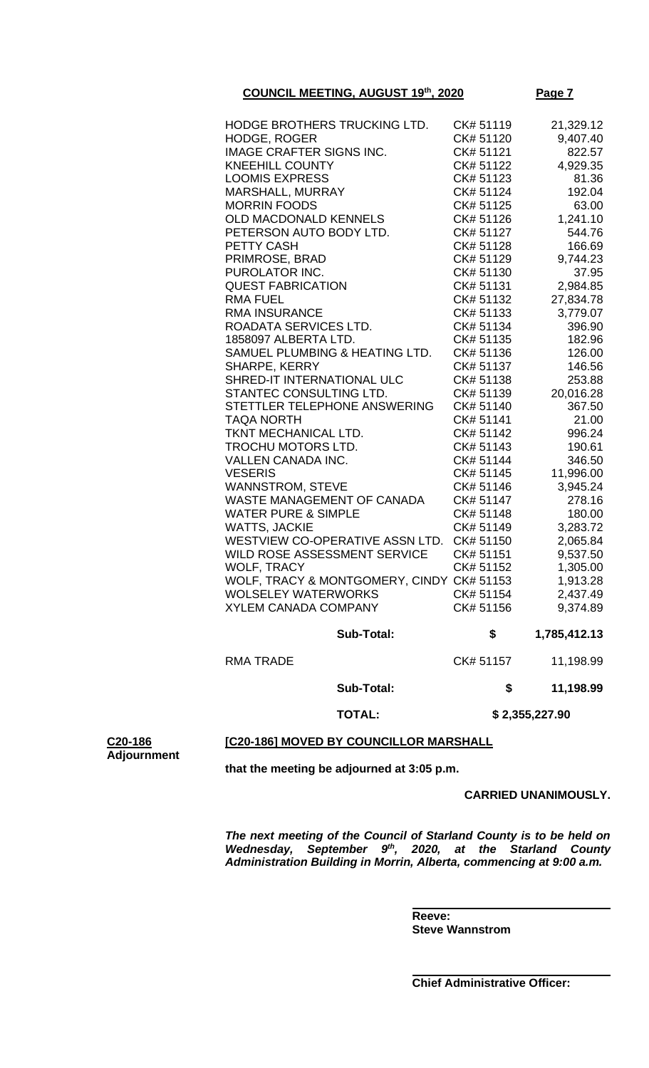**COUNCIL MEETING, AUGUST 19th, 2020**

| | | |
|---|---|---|
| HODGE BROTHERS TRUCKING LTD. | CK# 51119 | 21,329.12 |
| HODGE, ROGER | CK# 51120 | 9,407.40 |
| IMAGE CRAFTER SIGNS INC. | CK# 51121 | 822.57 |
| KNEEHILL COUNTY | CK# 51122 | 4,929.35 |
| LOOMIS EXPRESS | CK# 51123 | 81.36 |
| MARSHALL, MURRAY | CK# 51124 | 192.04 |
| MORRIN FOODS | CK# 51125 | 63.00 |
| OLD MACDONALD KENNELS | CK# 51126 | 1,241.10 |
| PETERSON AUTO BODY LTD. | CK# 51127 | 544.76 |
| PETTY CASH | CK# 51128 | 166.69 |
| PRIMROSE, BRAD | CK# 51129 | 9,744.23 |
| PUROLATOR INC. | CK# 51130 | 37.95 |
| QUEST FABRICATION | CK# 51131 | 2,984.85 |
| RMA FUEL | CK# 51132 | 27,834.78 |
| RMA INSURANCE | CK# 51133 | 3,779.07 |
| ROADATA SERVICES LTD. | CK# 51134 | 396.90 |
| 1858097 ALBERTA LTD. | CK# 51135 | 182.96 |
| SAMUEL PLUMBING & HEATING LTD. | CK# 51136 | 126.00 |
| SHARPE, KERRY | CK# 51137 | 146.56 |
| SHRED-IT INTERNATIONAL ULC | CK# 51138 | 253.88 |
| STANTEC CONSULTING LTD. | CK# 51139 | 20,016.28 |
| STETTLER TELEPHONE ANSWERING | CK# 51140 | 367.50 |
| TAQA NORTH | CK# 51141 | 21.00 |
| TKNT MECHANICAL LTD. | CK# 51142 | 996.24 |
| TROCHU MOTORS LTD. | CK# 51143 | 190.61 |
| VALLEN CANADA INC. | CK# 51144 | 346.50 |
| VESERIS | CK# 51145 | 11,996.00 |
| WANNSTROM, STEVE | CK# 51146 | 3,945.24 |
| WASTE MANAGEMENT OF CANADA | CK# 51147 | 278.16 |
| WATER PURE & SIMPLE | CK# 51148 | 180.00 |
| WATTS, JACKIE | CK# 51149 | 3,283.72 |
| WESTVIEW CO-OPERATIVE ASSN LTD. | CK# 51150 | 2,065.84 |
| WILD ROSE ASSESSMENT SERVICE | CK# 51151 | 9,537.50 |
| WOLF, TRACY | CK# 51152 | 1,305.00 |
| WOLF, TRACY & MONTGOMERY, CINDY | CK# 51153 | 1,913.28 |
| WOLSELEY WATERWORKS | CK# 51154 | 2,437.49 |
| XYLEM CANADA COMPANY | CK# 51156 | 9,374.89 |
| **Sub-Total:** | **$** | **1,785,412.13** |
| RMA TRADE | CK# 51157 | 11,198.99 |
| **Sub-Total:** | **$** | **11,198.99** |
| **TOTAL:** | | **$ 2,355,227.90** |

**C20-186**
**Adjournment**

**[C20-186] MOVED BY COUNCILLOR MARSHALL**

**that the meeting be adjourned at 3:05 p.m.**

**CARRIED UNANIMOUSLY.**

***The next meeting of the Council of Starland County is to be held on Wednesday, September 9th, 2020, at the Starland County Administration Building in Morrin, Alberta, commencing at 9:00 a.m.***

**Reeve:**
**Steve Wannstrom**

**Chief Administrative Officer:**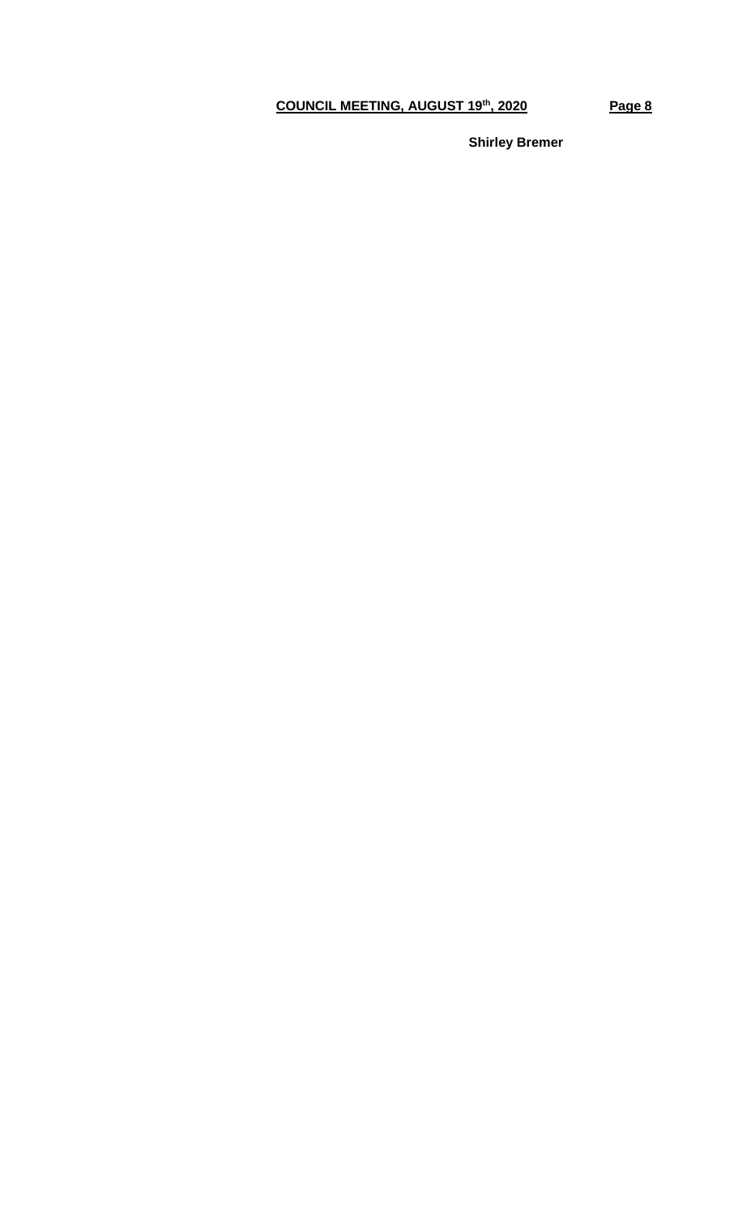**Shirley Bremer**